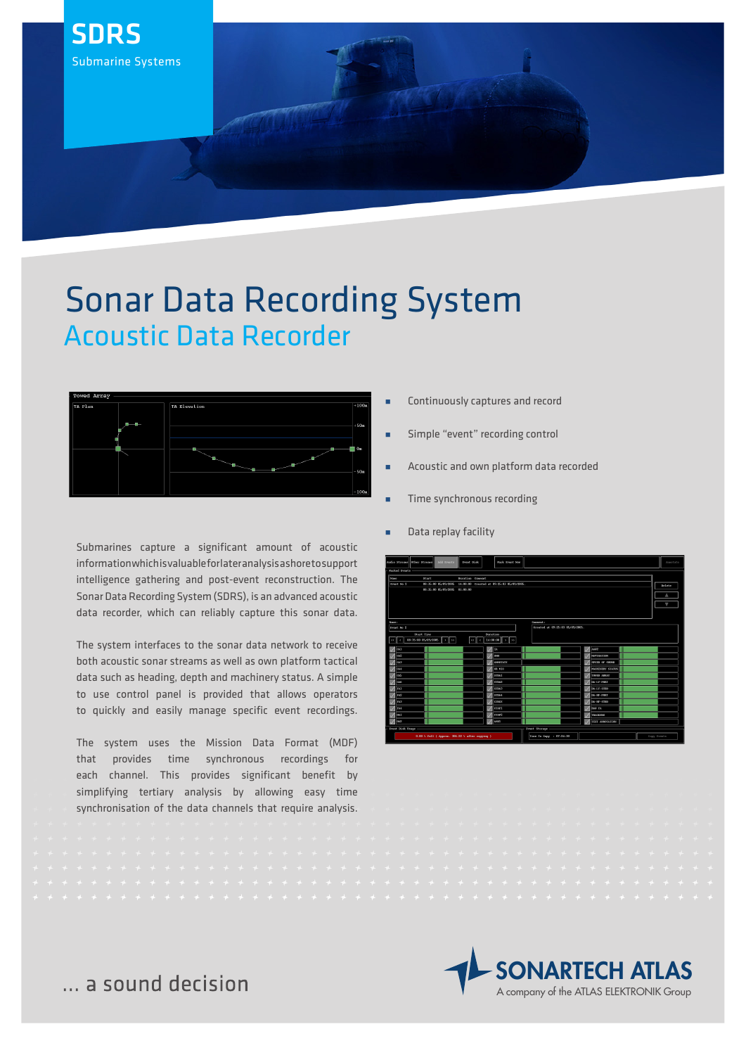SDRS

Submarine Systems

# Sonar Data Recording System

## Acoustic Data Recorder

- Continuously captures and record
- Simple “event” recording control
- Acoustic and own platform data recorded
- Time synchronous recording
- Data replay facility

Submarines capture a significant amount of acoustic information which is valuable for later analysis ashore to support intelligence gathering and post-event reconstruction. The Sonar Data Recording System (SDRS), is an advanced acoustic data recorder, which can reliably capture this sonar data.

The system interfaces to the sonar data network to receive both acoustic sonar streams as well as own platform tactical data such as heading, depth and machinery status. A simple to use control panel is provided that allows operators to quickly and easily manage specific event recordings.

The system uses the Mission Data Format (MDF) that provides time synchronous recordings for each channel. This provides significant benefit by simplifying tertiary analysis by allowing easy time synchronisation of the data channels that require analysis.

... a sound decision

SONARTECH ATLAS

A company of the ATLAS ELEKTRONIK Group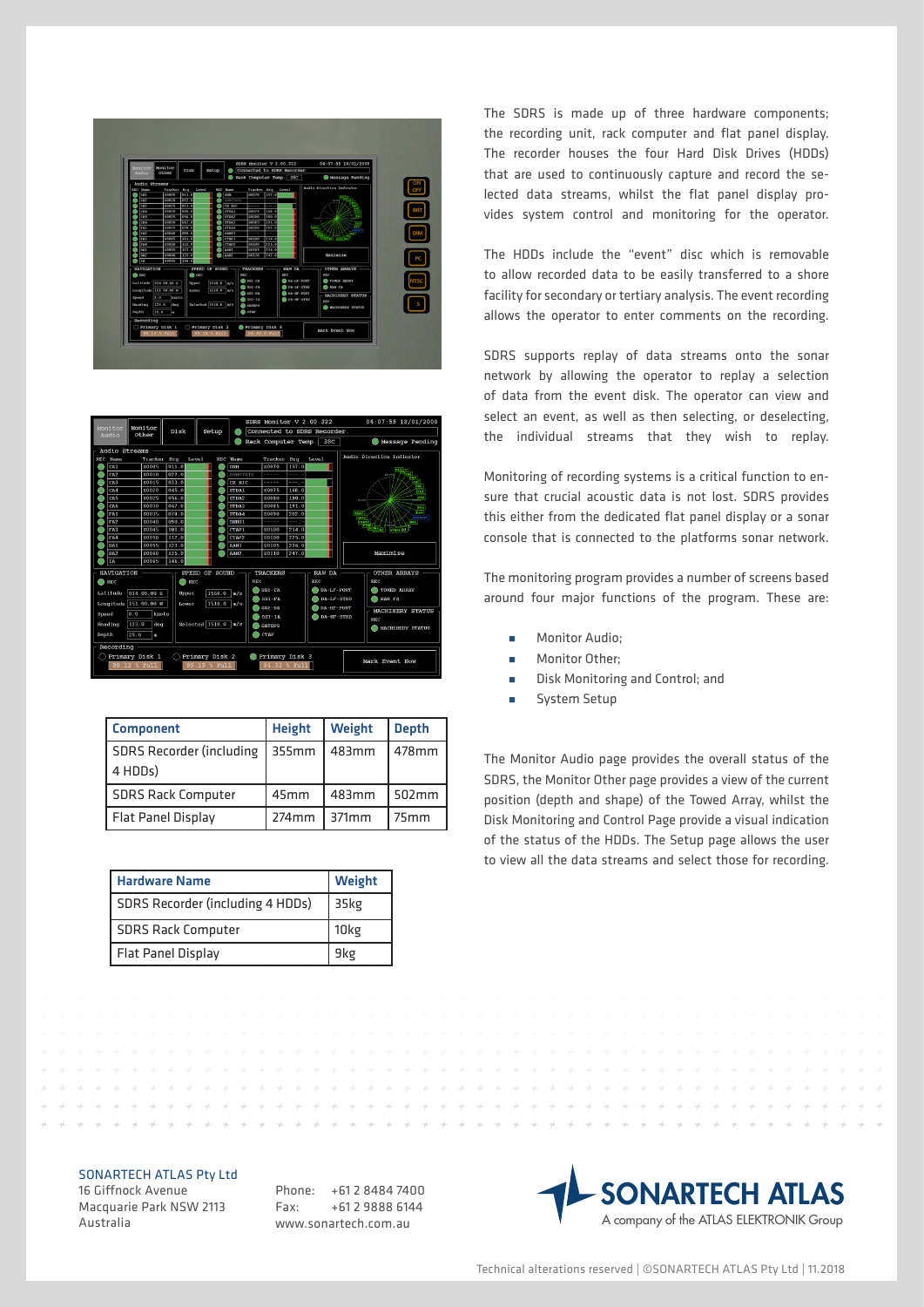| Component | Height | Weight | Depth |
| --- | --- | --- | --- |
| SDRS Recorder (including 4 HDDs) | 355mm | 483mm | 478mm |
| SDRS Rack Computer | 45mm | 483mm | 502mm |
| Flat Panel Display | 274mm | 371mm | 75mm |

| Hardware Name | Weight |
| --- | --- |
| SDRS Recorder (including 4 HDDs) | 35kg |
| SDRS Rack Computer | 10kg |
| Flat Panel Display | 9kg |

The SDRS is made up of three hardware components; the recording unit, rack computer and flat panel display. The recorder houses the four Hard Disk Drives (HDDs) that are used to continuously capture and record the selected data streams, whilst the flat panel display provides system control and monitoring for the operator.

The HDDs include the "event" disc which is removable to allow recorded data to be easily transferred to a shore facility for secondary or tertiary analysis. The event recording allows the operator to enter comments on the recording.

SDRS supports replay of data streams onto the sonar network by allowing the operator to replay a selection of data from the event disk. The operator can view and select an event, as well as then selecting, or deselecting, the individual streams that they wish to replay.

Monitoring of recording systems is a critical function to ensure that crucial acoustic data is not lost. SDRS provides this either from the dedicated flat panel display or a sonar console that is connected to the platforms sonar network.

The monitoring program provides a number of screens based around four major functions of the program. These are:

- Monitor Audio;
- Monitor Other;
- Disk Monitoring and Control; and
- System Setup

The Monitor Audio page provides the overall status of the SDRS, the Monitor Other page provides a view of the current position (depth and shape) of the Towed Array, whilst the Disk Monitoring and Control Page provide a visual indication of the status of the HDDs. The Setup page allows the user to view all the data streams and select those for recording.

SONARTECH ATLAS Pty Ltd
16 Giffnock Avenue
Macquarie Park NSW 2113
Australia

Phone: +61 2 8484 7400
Fax: +61 2 9888 6144
www.sonartech.com.au

SONARTECH ATLAS
A company of the ATLAS ELEKTRONIK Group

Technical alterations reserved | ©SONARTECH ATLAS Pty Ltd | 11.2018